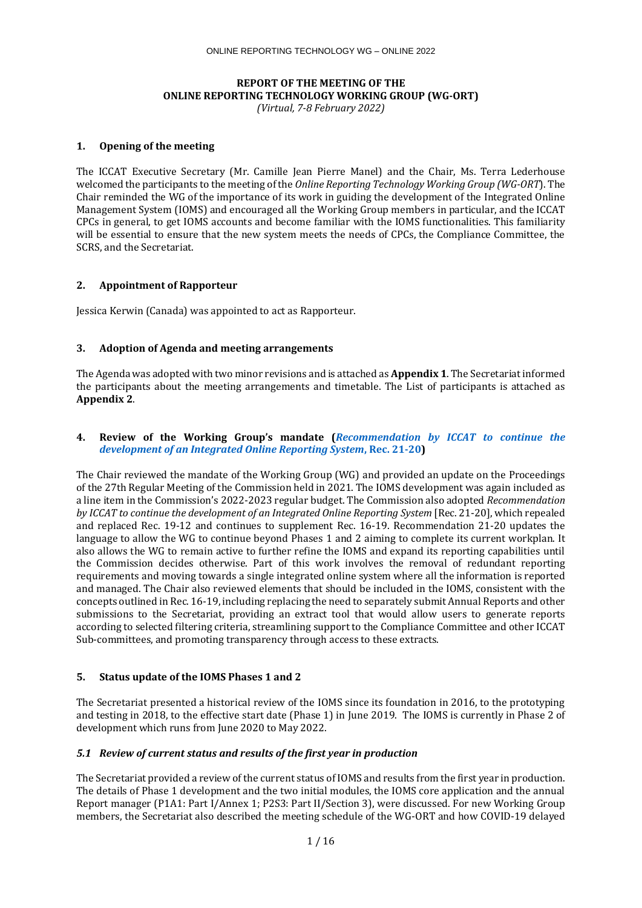**REPORT OF THE MEETING OF THE ONLINE REPORTING TECHNOLOGY WORKING GROUP (WG-ORT)**
*(Virtual, 7-8 February 2022)*

## 1. Opening of the meeting

The ICCAT Executive Secretary (Mr. Camille Jean Pierre Manel) and the Chair, Ms. Terra Lederhouse welcomed the participants to the meeting of the *Online Reporting Technology Working Group (WG-ORT*). The Chair reminded the WG of the importance of its work in guiding the development of the Integrated Online Management System (IOMS) and encouraged all the Working Group members in particular, and the ICCAT CPCs in general, to get IOMS accounts and become familiar with the IOMS functionalities. This familiarity will be essential to ensure that the new system meets the needs of CPCs, the Compliance Committee, the SCRS, and the Secretariat.

## 2. Appointment of Rapporteur

Jessica Kerwin (Canada) was appointed to act as Rapporteur.

## 3. Adoption of Agenda and meeting arrangements

The Agenda was adopted with two minor revisions and is attached as **Appendix 1**. The Secretariat informed the participants about the meeting arrangements and timetable. The List of participants is attached as **Appendix 2**.

## 4. Review of the Working Group's mandate (*Recommendation by ICCAT to continue the development of an Integrated Online Reporting System*, Rec. 21-20)

The Chair reviewed the mandate of the Working Group (WG) and provided an update on the Proceedings of the 27th Regular Meeting of the Commission held in 2021. The IOMS development was again included as a line item in the Commission's 2022-2023 regular budget. The Commission also adopted *Recommendation by ICCAT to continue the development of an Integrated Online Reporting System* [Rec. 21-20], which repealed and replaced Rec. 19-12 and continues to supplement Rec. 16-19. Recommendation 21-20 updates the language to allow the WG to continue beyond Phases 1 and 2 aiming to complete its current workplan. It also allows the WG to remain active to further refine the IOMS and expand its reporting capabilities until the Commission decides otherwise. Part of this work involves the removal of redundant reporting requirements and moving towards a single integrated online system where all the information is reported and managed. The Chair also reviewed elements that should be included in the IOMS, consistent with the concepts outlined in Rec. 16-19, including replacing the need to separately submit Annual Reports and other submissions to the Secretariat, providing an extract tool that would allow users to generate reports according to selected filtering criteria, streamlining support to the Compliance Committee and other ICCAT Sub-committees, and promoting transparency through access to these extracts.

## 5. Status update of the IOMS Phases 1 and 2

The Secretariat presented a historical review of the IOMS since its foundation in 2016, to the prototyping and testing in 2018, to the effective start date (Phase 1) in June 2019. The IOMS is currently in Phase 2 of development which runs from June 2020 to May 2022.

### *5.1 Review of current status and results of the first year in production*

The Secretariat provided a review of the current status of IOMS and results from the first year in production. The details of Phase 1 development and the two initial modules, the IOMS core application and the annual Report manager (P1A1: Part I/Annex 1; P2S3: Part II/Section 3), were discussed. For new Working Group members, the Secretariat also described the meeting schedule of the WG-ORT and how COVID-19 delayed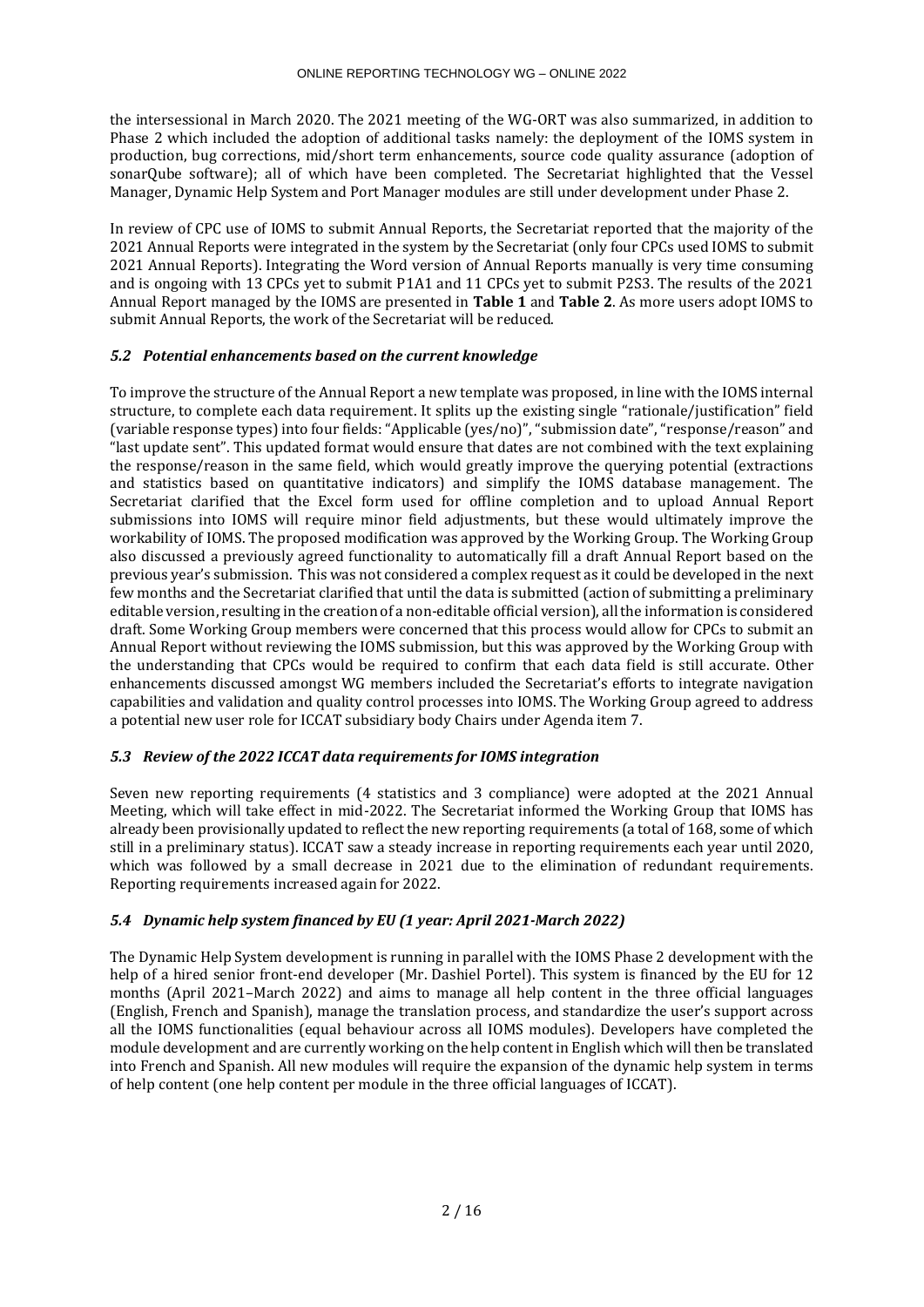the intersessional in March 2020. The 2021 meeting of the WG-ORT was also summarized, in addition to Phase 2 which included the adoption of additional tasks namely: the deployment of the IOMS system in production, bug corrections, mid/short term enhancements, source code quality assurance (adoption of sonarQube software); all of which have been completed. The Secretariat highlighted that the Vessel Manager, Dynamic Help System and Port Manager modules are still under development under Phase 2.

In review of CPC use of IOMS to submit Annual Reports, the Secretariat reported that the majority of the 2021 Annual Reports were integrated in the system by the Secretariat (only four CPCs used IOMS to submit 2021 Annual Reports). Integrating the Word version of Annual Reports manually is very time consuming and is ongoing with 13 CPCs yet to submit P1A1 and 11 CPCs yet to submit P2S3. The results of the 2021 Annual Report managed by the IOMS are presented in **Table 1** and **Table 2**. As more users adopt IOMS to submit Annual Reports, the work of the Secretariat will be reduced.

### *5.2 Potential enhancements based on the current knowledge*

To improve the structure of the Annual Report a new template was proposed, in line with the IOMS internal structure, to complete each data requirement. It splits up the existing single "rationale/justification" field (variable response types) into four fields: "Applicable (yes/no)", "submission date", "response/reason" and "last update sent". This updated format would ensure that dates are not combined with the text explaining the response/reason in the same field, which would greatly improve the querying potential (extractions and statistics based on quantitative indicators) and simplify the IOMS database management. The Secretariat clarified that the Excel form used for offline completion and to upload Annual Report submissions into IOMS will require minor field adjustments, but these would ultimately improve the workability of IOMS. The proposed modification was approved by the Working Group. The Working Group also discussed a previously agreed functionality to automatically fill a draft Annual Report based on the previous year's submission. This was not considered a complex request as it could be developed in the next few months and the Secretariat clarified that until the data is submitted (action of submitting a preliminary editable version, resulting in the creation of a non-editable official version), all the information is considered draft. Some Working Group members were concerned that this process would allow for CPCs to submit an Annual Report without reviewing the IOMS submission, but this was approved by the Working Group with the understanding that CPCs would be required to confirm that each data field is still accurate. Other enhancements discussed amongst WG members included the Secretariat's efforts to integrate navigation capabilities and validation and quality control processes into IOMS. The Working Group agreed to address a potential new user role for ICCAT subsidiary body Chairs under Agenda item 7.

### *5.3 Review of the 2022 ICCAT data requirements for IOMS integration*

Seven new reporting requirements (4 statistics and 3 compliance) were adopted at the 2021 Annual Meeting, which will take effect in mid-2022. The Secretariat informed the Working Group that IOMS has already been provisionally updated to reflect the new reporting requirements (a total of 168, some of which still in a preliminary status). ICCAT saw a steady increase in reporting requirements each year until 2020, which was followed by a small decrease in 2021 due to the elimination of redundant requirements. Reporting requirements increased again for 2022.

### *5.4 Dynamic help system financed by EU (1 year: April 2021-March 2022)*

The Dynamic Help System development is running in parallel with the IOMS Phase 2 development with the help of a hired senior front-end developer (Mr. Dashiel Portel). This system is financed by the EU for 12 months (April 2021–March 2022) and aims to manage all help content in the three official languages (English, French and Spanish), manage the translation process, and standardize the user's support across all the IOMS functionalities (equal behaviour across all IOMS modules). Developers have completed the module development and are currently working on the help content in English which will then be translated into French and Spanish. All new modules will require the expansion of the dynamic help system in terms of help content (one help content per module in the three official languages of ICCAT).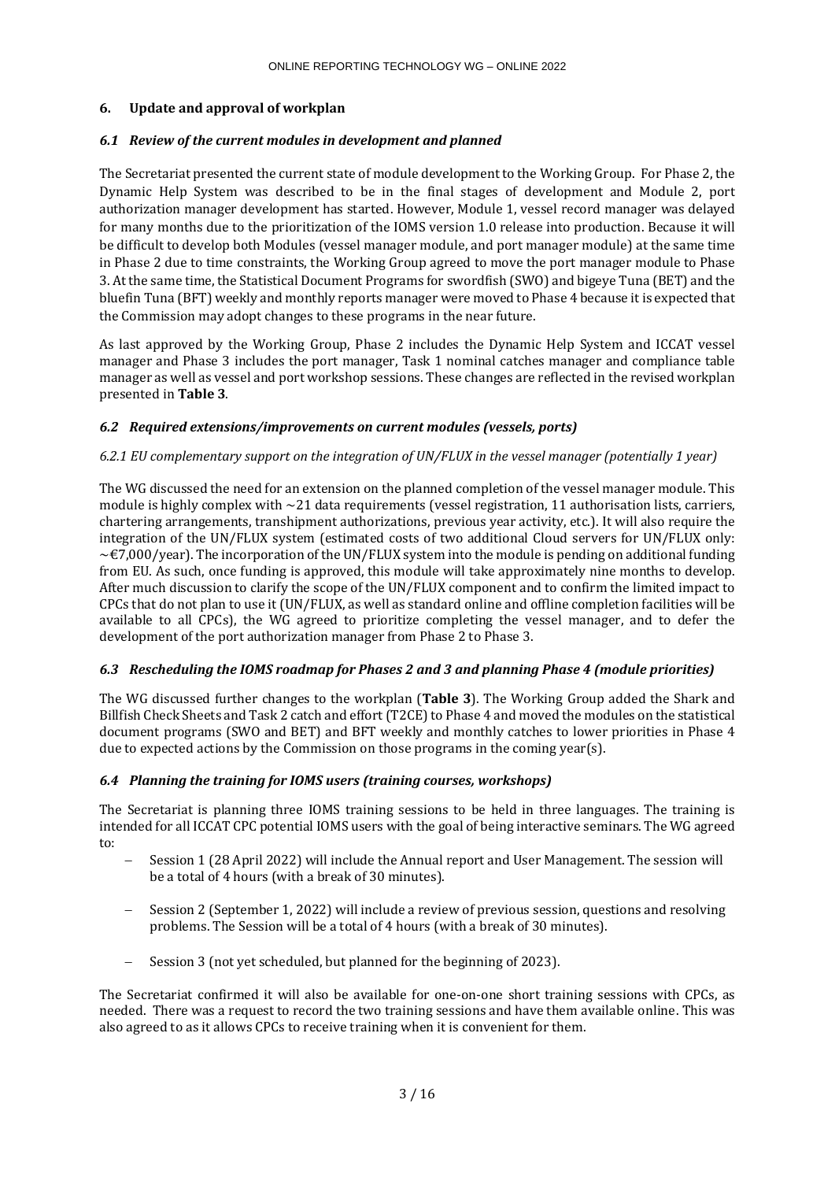## 6. Update and approval of workplan

### *6.1 Review of the current modules in development and planned*

The Secretariat presented the current state of module development to the Working Group. For Phase 2, the Dynamic Help System was described to be in the final stages of development and Module 2, port authorization manager development has started. However, Module 1, vessel record manager was delayed for many months due to the prioritization of the IOMS version 1.0 release into production. Because it will be difficult to develop both Modules (vessel manager module, and port manager module) at the same time in Phase 2 due to time constraints, the Working Group agreed to move the port manager module to Phase 3. At the same time, the Statistical Document Programs for swordfish (SWO) and bigeye Tuna (BET) and the bluefin Tuna (BFT) weekly and monthly reports manager were moved to Phase 4 because it is expected that the Commission may adopt changes to these programs in the near future.

As last approved by the Working Group, Phase 2 includes the Dynamic Help System and ICCAT vessel manager and Phase 3 includes the port manager, Task 1 nominal catches manager and compliance table manager as well as vessel and port workshop sessions. These changes are reflected in the revised workplan presented in **Table 3**.

### *6.2 Required extensions/improvements on current modules (vessels, ports)*

*6.2.1 EU complementary support on the integration of UN/FLUX in the vessel manager (potentially 1 year)*

The WG discussed the need for an extension on the planned completion of the vessel manager module. This module is highly complex with ~21 data requirements (vessel registration, 11 authorisation lists, carriers, chartering arrangements, transhipment authorizations, previous year activity, etc.). It will also require the integration of the UN/FLUX system (estimated costs of two additional Cloud servers for UN/FLUX only: ~€7,000/year). The incorporation of the UN/FLUX system into the module is pending on additional funding from EU. As such, once funding is approved, this module will take approximately nine months to develop. After much discussion to clarify the scope of the UN/FLUX component and to confirm the limited impact to CPCs that do not plan to use it (UN/FLUX, as well as standard online and offline completion facilities will be available to all CPCs), the WG agreed to prioritize completing the vessel manager, and to defer the development of the port authorization manager from Phase 2 to Phase 3.

### *6.3 Rescheduling the IOMS roadmap for Phases 2 and 3 and planning Phase 4 (module priorities)*

The WG discussed further changes to the workplan (**Table 3**). The Working Group added the Shark and Billfish Check Sheets and Task 2 catch and effort (T2CE) to Phase 4 and moved the modules on the statistical document programs (SWO and BET) and BFT weekly and monthly catches to lower priorities in Phase 4 due to expected actions by the Commission on those programs in the coming year(s).

### *6.4 Planning the training for IOMS users (training courses, workshops)*

The Secretariat is planning three IOMS training sessions to be held in three languages. The training is intended for all ICCAT CPC potential IOMS users with the goal of being interactive seminars. The WG agreed to:

- Session 1 (28 April 2022) will include the Annual report and User Management. The session will be a total of 4 hours (with a break of 30 minutes).
- Session 2 (September 1, 2022) will include a review of previous session, questions and resolving problems. The Session will be a total of 4 hours (with a break of 30 minutes).
- Session 3 (not yet scheduled, but planned for the beginning of 2023).

The Secretariat confirmed it will also be available for one-on-one short training sessions with CPCs, as needed. There was a request to record the two training sessions and have them available online. This was also agreed to as it allows CPCs to receive training when it is convenient for them.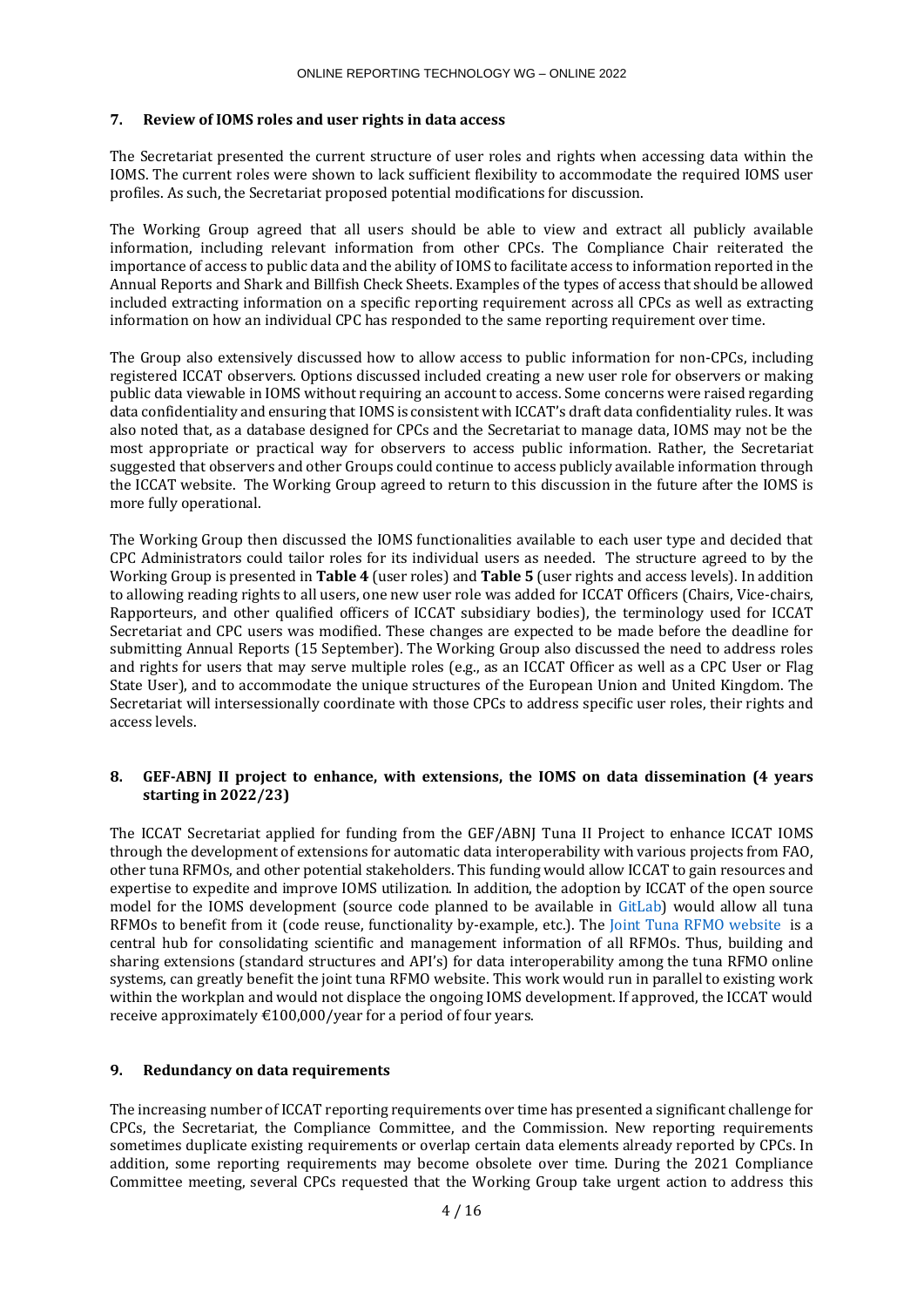## 7. Review of IOMS roles and user rights in data access

The Secretariat presented the current structure of user roles and rights when accessing data within the IOMS. The current roles were shown to lack sufficient flexibility to accommodate the required IOMS user profiles. As such, the Secretariat proposed potential modifications for discussion.

The Working Group agreed that all users should be able to view and extract all publicly available information, including relevant information from other CPCs. The Compliance Chair reiterated the importance of access to public data and the ability of IOMS to facilitate access to information reported in the Annual Reports and Shark and Billfish Check Sheets. Examples of the types of access that should be allowed included extracting information on a specific reporting requirement across all CPCs as well as extracting information on how an individual CPC has responded to the same reporting requirement over time.

The Group also extensively discussed how to allow access to public information for non-CPCs, including registered ICCAT observers. Options discussed included creating a new user role for observers or making public data viewable in IOMS without requiring an account to access. Some concerns were raised regarding data confidentiality and ensuring that IOMS is consistent with ICCAT's draft data confidentiality rules. It was also noted that, as a database designed for CPCs and the Secretariat to manage data, IOMS may not be the most appropriate or practical way for observers to access public information. Rather, the Secretariat suggested that observers and other Groups could continue to access publicly available information through the ICCAT website. The Working Group agreed to return to this discussion in the future after the IOMS is more fully operational.

The Working Group then discussed the IOMS functionalities available to each user type and decided that CPC Administrators could tailor roles for its individual users as needed. The structure agreed to by the Working Group is presented in **Table 4** (user roles) and **Table 5** (user rights and access levels). In addition to allowing reading rights to all users, one new user role was added for ICCAT Officers (Chairs, Vice-chairs, Rapporteurs, and other qualified officers of ICCAT subsidiary bodies), the terminology used for ICCAT Secretariat and CPC users was modified. These changes are expected to be made before the deadline for submitting Annual Reports (15 September). The Working Group also discussed the need to address roles and rights for users that may serve multiple roles (e.g., as an ICCAT Officer as well as a CPC User or Flag State User), and to accommodate the unique structures of the European Union and United Kingdom. The Secretariat will intersessionally coordinate with those CPCs to address specific user roles, their rights and access levels.

## 8. GEF-ABNJ II project to enhance, with extensions, the IOMS on data dissemination (4 years starting in 2022/23)

The ICCAT Secretariat applied for funding from the GEF/ABNJ Tuna II Project to enhance ICCAT IOMS through the development of extensions for automatic data interoperability with various projects from FAO, other tuna RFMOs, and other potential stakeholders. This funding would allow ICCAT to gain resources and expertise to expedite and improve IOMS utilization. In addition, the adoption by ICCAT of the open source model for the IOMS development (source code planned to be available in GitLab) would allow all tuna RFMOs to benefit from it (code reuse, functionality by-example, etc.). The Joint Tuna RFMO website is a central hub for consolidating scientific and management information of all RFMOs. Thus, building and sharing extensions (standard structures and API's) for data interoperability among the tuna RFMO online systems, can greatly benefit the joint tuna RFMO website. This work would run in parallel to existing work within the workplan and would not displace the ongoing IOMS development. If approved, the ICCAT would receive approximately €100,000/year for a period of four years.

## 9. Redundancy on data requirements

The increasing number of ICCAT reporting requirements over time has presented a significant challenge for CPCs, the Secretariat, the Compliance Committee, and the Commission. New reporting requirements sometimes duplicate existing requirements or overlap certain data elements already reported by CPCs. In addition, some reporting requirements may become obsolete over time. During the 2021 Compliance Committee meeting, several CPCs requested that the Working Group take urgent action to address this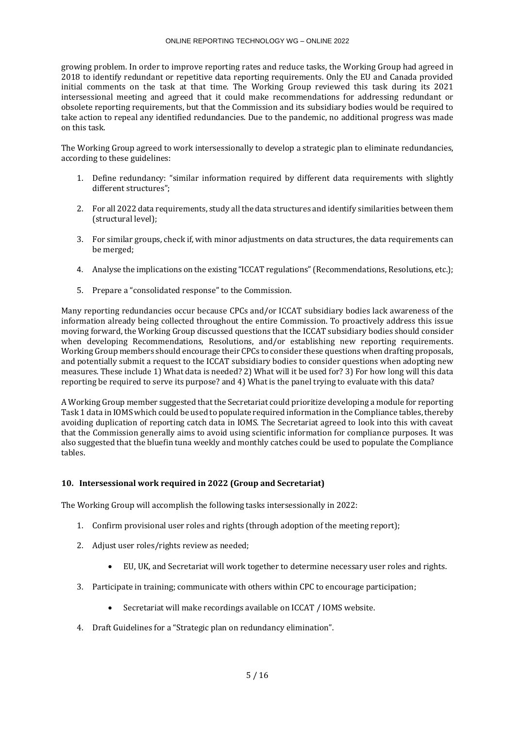growing problem. In order to improve reporting rates and reduce tasks, the Working Group had agreed in 2018 to identify redundant or repetitive data reporting requirements. Only the EU and Canada provided initial comments on the task at that time. The Working Group reviewed this task during its 2021 intersessional meeting and agreed that it could make recommendations for addressing redundant or obsolete reporting requirements, but that the Commission and its subsidiary bodies would be required to take action to repeal any identified redundancies. Due to the pandemic, no additional progress was made on this task.

The Working Group agreed to work intersessionally to develop a strategic plan to eliminate redundancies, according to these guidelines:

1. Define redundancy: "similar information required by different data requirements with slightly different structures";
2. For all 2022 data requirements, study all the data structures and identify similarities between them (structural level);
3. For similar groups, check if, with minor adjustments on data structures, the data requirements can be merged;
4. Analyse the implications on the existing "ICCAT regulations" (Recommendations, Resolutions, etc.);
5. Prepare a "consolidated response" to the Commission.

Many reporting redundancies occur because CPCs and/or ICCAT subsidiary bodies lack awareness of the information already being collected throughout the entire Commission. To proactively address this issue moving forward, the Working Group discussed questions that the ICCAT subsidiary bodies should consider when developing Recommendations, Resolutions, and/or establishing new reporting requirements. Working Group members should encourage their CPCs to consider these questions when drafting proposals, and potentially submit a request to the ICCAT subsidiary bodies to consider questions when adopting new measures. These include 1) What data is needed? 2) What will it be used for? 3) For how long will this data reporting be required to serve its purpose? and 4) What is the panel trying to evaluate with this data?

A Working Group member suggested that the Secretariat could prioritize developing a module for reporting Task 1 data in IOMS which could be used to populate required information in the Compliance tables, thereby avoiding duplication of reporting catch data in IOMS. The Secretariat agreed to look into this with caveat that the Commission generally aims to avoid using scientific information for compliance purposes. It was also suggested that the bluefin tuna weekly and monthly catches could be used to populate the Compliance tables.

## 10. Intersessional work required in 2022 (Group and Secretariat)

The Working Group will accomplish the following tasks intersessionally in 2022:

1. Confirm provisional user roles and rights (through adoption of the meeting report);
2. Adjust user roles/rights review as needed;
    - EU, UK, and Secretariat will work together to determine necessary user roles and rights.
3. Participate in training; communicate with others within CPC to encourage participation;
    - Secretariat will make recordings available on ICCAT / IOMS website.
4. Draft Guidelines for a "Strategic plan on redundancy elimination".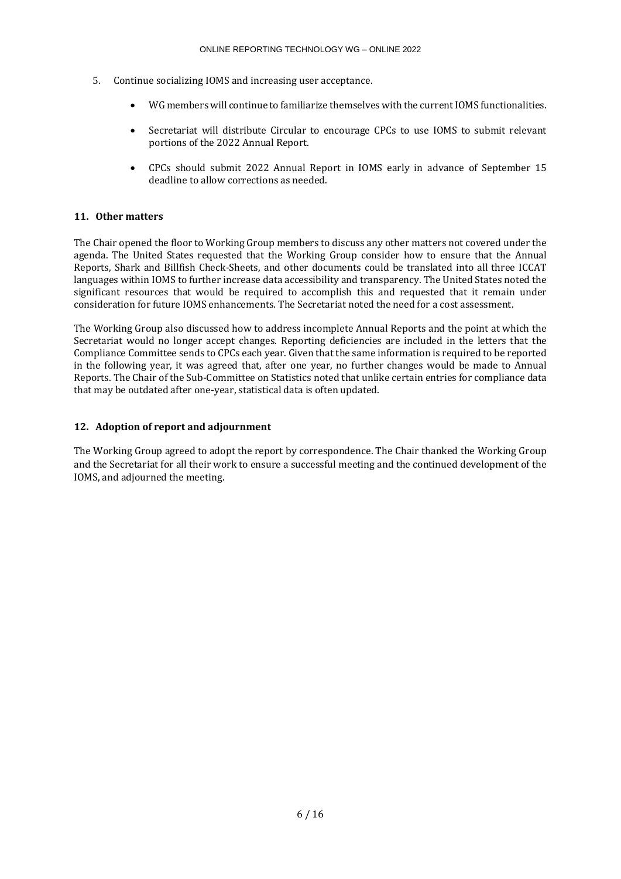5. Continue socializing IOMS and increasing user acceptance.

   - WG members will continue to familiarize themselves with the current IOMS functionalities.
   - Secretariat will distribute Circular to encourage CPCs to use IOMS to submit relevant portions of the 2022 Annual Report.
   - CPCs should submit 2022 Annual Report in IOMS early in advance of September 15 deadline to allow corrections as needed.

## 11. Other matters

The Chair opened the floor to Working Group members to discuss any other matters not covered under the agenda. The United States requested that the Working Group consider how to ensure that the Annual Reports, Shark and Billfish Check-Sheets, and other documents could be translated into all three ICCAT languages within IOMS to further increase data accessibility and transparency. The United States noted the significant resources that would be required to accomplish this and requested that it remain under consideration for future IOMS enhancements. The Secretariat noted the need for a cost assessment.

The Working Group also discussed how to address incomplete Annual Reports and the point at which the Secretariat would no longer accept changes. Reporting deficiencies are included in the letters that the Compliance Committee sends to CPCs each year. Given that the same information is required to be reported in the following year, it was agreed that, after one year, no further changes would be made to Annual Reports. The Chair of the Sub-Committee on Statistics noted that unlike certain entries for compliance data that may be outdated after one-year, statistical data is often updated.

## 12. Adoption of report and adjournment

The Working Group agreed to adopt the report by correspondence. The Chair thanked the Working Group and the Secretariat for all their work to ensure a successful meeting and the continued development of the IOMS, and adjourned the meeting.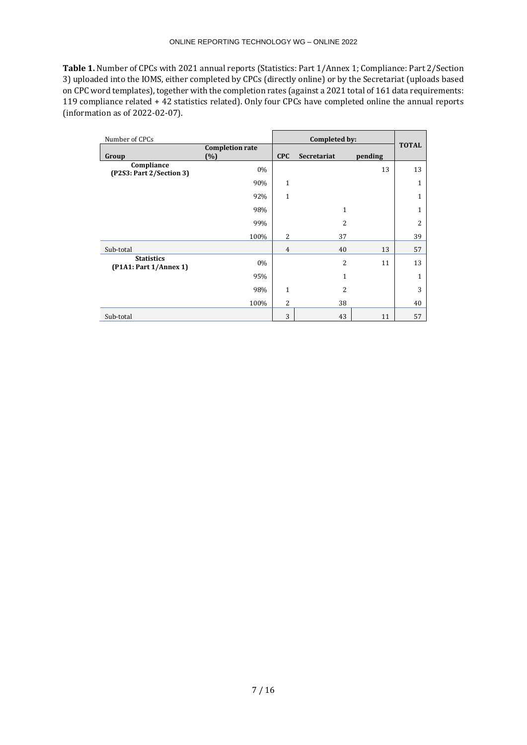**Table 1.** Number of CPCs with 2021 annual reports (Statistics: Part 1/Annex 1; Compliance: Part 2/Section 3) uploaded into the IOMS, either completed by CPCs (directly online) or by the Secretariat (uploads based on CPC word templates), together with the completion rates (against a 2021 total of 161 data requirements: 119 compliance related + 42 statistics related). Only four CPCs have completed online the annual reports (information as of 2022-02-07).

| Number of CPCs | | Completed by: | | | TOTAL |
|---|---|---|---|---|---|
| Group | Completion rate (%) | CPC | Secretariat | pending | |
| **Compliance (P2S3: Part 2/Section 3)** | 0% | | | 13 | 13 |
| | 90% | 1 | | | 1 |
| | 92% | 1 | | | 1 |
| | 98% | | 1 | | 1 |
| | 99% | | 2 | | 2 |
| | 100% | 2 | 37 | | 39 |
| Sub-total | | 4 | 40 | 13 | 57 |
| **Statistics (P1A1: Part 1/Annex 1)** | 0% | | 2 | 11 | 13 |
| | 95% | | 1 | | 1 |
| | 98% | 1 | 2 | | 3 |
| | 100% | 2 | 38 | | 40 |
| Sub-total | | 3 | 43 | 11 | 57 |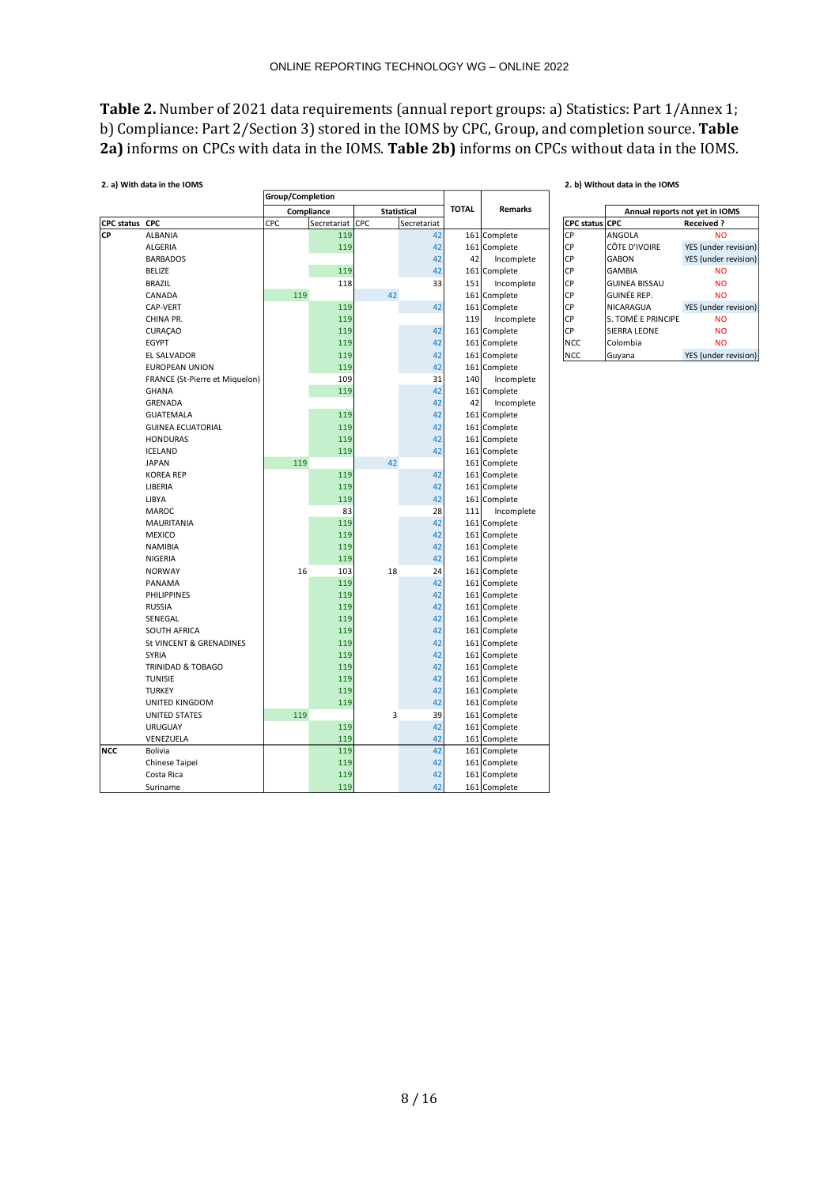**Table 2.** Number of 2021 data requirements (annual report groups: a) Statistics: Part 1/Annex 1; b) Compliance: Part 2/Section 3) stored in the IOMS by CPC, Group, and completion source. **Table 2a)** informs on CPCs with data in the IOMS. **Table 2b)** informs on CPCs without data in the IOMS.

**2. a) With data in the IOMS**

| | | Group/Completion | | | | TOTAL | Remarks |
|---|---|---|---|---|---|---|---|
| | | Compliance | | Statistical | | | |
| CPC status | CPC | CPC | Secretariat | CPC | Secretariat | | |
| CP | ALBANIA | | 119 | | 42 | 161 | Complete |
| | ALGERIA | | 119 | | 42 | 161 | Complete |
| | BARBADOS | | | | 42 | 42 | Incomplete |
| | BELIZE | | 119 | | 42 | 161 | Complete |
| | BRAZIL | | 118 | | 33 | 151 | Incomplete |
| | CANADA | 119 | | 42 | | 161 | Complete |
| | CAP-VERT | | 119 | | 42 | 161 | Complete |
| | CHINA PR. | | 119 | | | 119 | Incomplete |
| | CURAÇAO | | 119 | | 42 | 161 | Complete |
| | EGYPT | | 119 | | 42 | 161 | Complete |
| | EL SALVADOR | | 119 | | 42 | 161 | Complete |
| | EUROPEAN UNION | | 119 | | 42 | 161 | Complete |
| | FRANCE (St-Pierre et Miquelon) | | 109 | | 31 | 140 | Incomplete |
| | GHANA | | 119 | | 42 | 161 | Complete |
| | GRENADA | | | | 42 | 42 | Incomplete |
| | GUATEMALA | | 119 | | 42 | 161 | Complete |
| | GUINEA ECUATORIAL | | 119 | | 42 | 161 | Complete |
| | HONDURAS | | 119 | | 42 | 161 | Complete |
| | ICELAND | | 119 | | 42 | 161 | Complete |
| | JAPAN | 119 | | 42 | | 161 | Complete |
| | KOREA REP | | 119 | | 42 | 161 | Complete |
| | LIBERIA | | 119 | | 42 | 161 | Complete |
| | LIBYA | | 119 | | 42 | 161 | Complete |
| | MAROC | | 83 | | 28 | 111 | Incomplete |
| | MAURITANIA | | 119 | | 42 | 161 | Complete |
| | MEXICO | | 119 | | 42 | 161 | Complete |
| | NAMIBIA | | 119 | | 42 | 161 | Complete |
| | NIGERIA | | 119 | | 42 | 161 | Complete |
| | NORWAY | 16 | 103 | 18 | 24 | 161 | Complete |
| | PANAMA | | 119 | | 42 | 161 | Complete |
| | PHILIPPINES | | 119 | | 42 | 161 | Complete |
| | RUSSIA | | 119 | | 42 | 161 | Complete |
| | SENEGAL | | 119 | | 42 | 161 | Complete |
| | SOUTH AFRICA | | 119 | | 42 | 161 | Complete |
| | St VINCENT & GRENADINES | | 119 | | 42 | 161 | Complete |
| | SYRIA | | 119 | | 42 | 161 | Complete |
| | TRINIDAD & TOBAGO | | 119 | | 42 | 161 | Complete |
| | TUNISIE | | 119 | | 42 | 161 | Complete |
| | TURKEY | | 119 | | 42 | 161 | Complete |
| | UNITED KINGDOM | | 119 | | 42 | 161 | Complete |
| | UNITED STATES | 119 | | 3 | 39 | 161 | Complete |
| | URUGUAY | | 119 | | 42 | 161 | Complete |
| | VENEZUELA | | 119 | | 42 | 161 | Complete |
| NCC | Bolivia | | 119 | | 42 | 161 | Complete |
| | Chinese Taipei | | 119 | | 42 | 161 | Complete |
| | Costa Rica | | 119 | | 42 | 161 | Complete |
| | Suriname | | 119 | | 42 | 161 | Complete |

**2. b) Without data in the IOMS**

| | | Annual reports not yet in IOMS |
|---|---|---|
| CPC status | CPC | Received ? |
| CP | ANGOLA | NO |
| CP | CÔTE D'IVOIRE | YES (under revision) |
| CP | GABON | YES (under revision) |
| CP | GAMBIA | NO |
| CP | GUINEA BISSAU | NO |
| CP | GUINÉE REP. | NO |
| CP | NICARAGUA | YES (under revision) |
| CP | S. TOMÉ E PRINCIPE | NO |
| CP | SIERRA LEONE | NO |
| NCC | Colombia | NO |
| NCC | Guyana | YES (under revision) |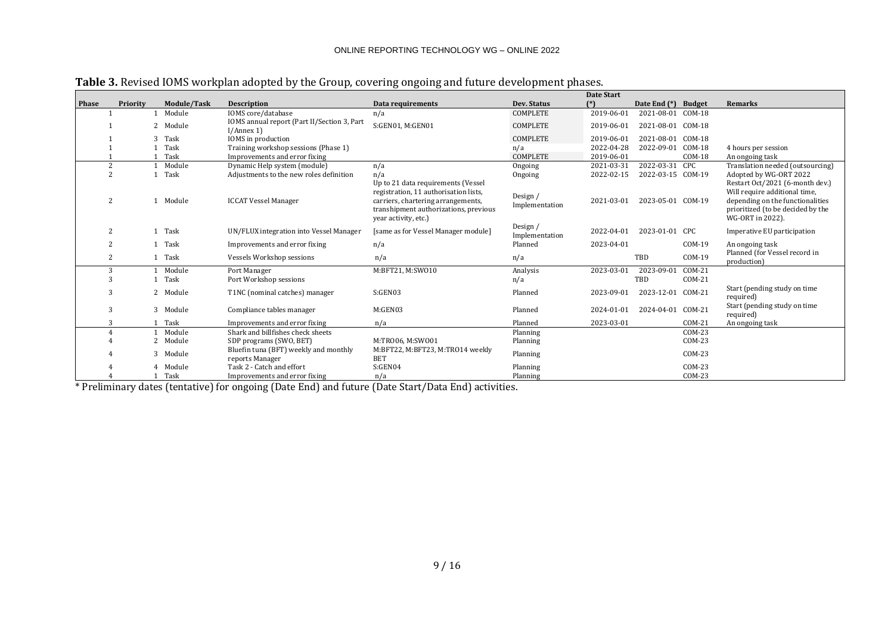**Table 3.** Revised IOMS workplan adopted by the Group, covering ongoing and future development phases.

| Phase | Priority | Module/Task | Description | Data requirements | Dev. Status | Date Start (*) | Date End (*) | Budget | Remarks |
|---|---|---|---|---|---|---|---|---|---|
| 1 | 1 | Module | IOMS core/database | n/a | COMPLETE | 2019-06-01 | 2021-08-01 | COM-18 | |
| 1 | 2 | Module | IOMS annual report (Part II/Section 3, Part I/Annex 1) | S:GEN01, M:GEN01 | COMPLETE | 2019-06-01 | 2021-08-01 | COM-18 | |
| 1 | 3 | Task | IOMS in production | | COMPLETE | 2019-06-01 | 2021-08-01 | COM-18 | |
| 1 | 1 | Task | Training workshop sessions (Phase 1) | | n/a | 2022-04-28 | 2022-09-01 | COM-18 | 4 hours per session |
| 1 | 1 | Task | Improvements and error fixing | | COMPLETE | 2019-06-01 | | COM-18 | An ongoing task |
| 2 | 1 | Module | Dynamic Help system (module) | n/a | Ongoing | 2021-03-31 | 2022-03-31 | CPC | Translation needed (outsourcing) |
| 2 | 1 | Task | Adjustments to the new roles definition | n/a | Ongoing | 2022-02-15 | 2022-03-15 | COM-19 | Adopted by WG-ORT 2022 |
| 2 | 1 | Module | ICCAT Vessel Manager | Up to 21 data requirements (Vessel registration, 11 authorisation lists, carriers, chartering arrangements, transhipment authorizations, previous year activity, etc.) | Design / Implementation | 2021-03-01 | 2023-05-01 | COM-19 | Restart Oct/2021 (6-month dev.) Will require additional time, depending on the functionalities prioritized (to be decided by the WG-ORT in 2022). |
| 2 | 1 | Task | UN/FLUX integration into Vessel Manager | [same as for Vessel Manager module] | Design / Implementation | 2022-04-01 | 2023-01-01 | CPC | Imperative EU participation |
| 2 | 1 | Task | Improvements and error fixing | n/a | Planned | 2023-04-01 | | COM-19 | An ongoing task |
| 2 | 1 | Task | Vessels Workshop sessions | n/a | n/a | | TBD | COM-19 | Planned (for Vessel record in production) |
| 3 | 1 | Module | Port Manager | M:BFT21, M:SWO10 | Analysis | 2023-03-01 | 2023-09-01 | COM-21 | |
| 3 | 1 | Task | Port Workshop sessions | | n/a | | TBD | COM-21 | |
| 3 | 2 | Module | T1NC (nominal catches) manager | S:GEN03 | Planned | 2023-09-01 | 2023-12-01 | COM-21 | Start (pending study on time required) |
| 3 | 3 | Module | Compliance tables manager | M:GEN03 | Planned | 2024-01-01 | 2024-04-01 | COM-21 | Start (pending study on time required) |
| 3 | 1 | Task | Improvements and error fixing | n/a | Planned | 2023-03-01 | | COM-21 | An ongoing task |
| 4 | 1 | Module | Shark and billfishes check sheets | | Planning | | | COM-23 | |
| 4 | 2 | Module | SDP programs (SWO, BET) | M:TRO06, M:SWO01 | Planning | | | COM-23 | |
| 4 | 3 | Module | Bluefin tuna (BFT) weekly and monthly reports Manager | M:BFT22, M:BFT23, M:TRO14 weekly BET | Planning | | | COM-23 | |
| 4 | 4 | Module | Task 2 - Catch and effort | S:GEN04 | Planning | | | COM-23 | |
| 4 | 1 | Task | Improvements and error fixing | n/a | Planning | | | COM-23 | |

\* Preliminary dates (tentative) for ongoing (Date End) and future (Date Start/Data End) activities.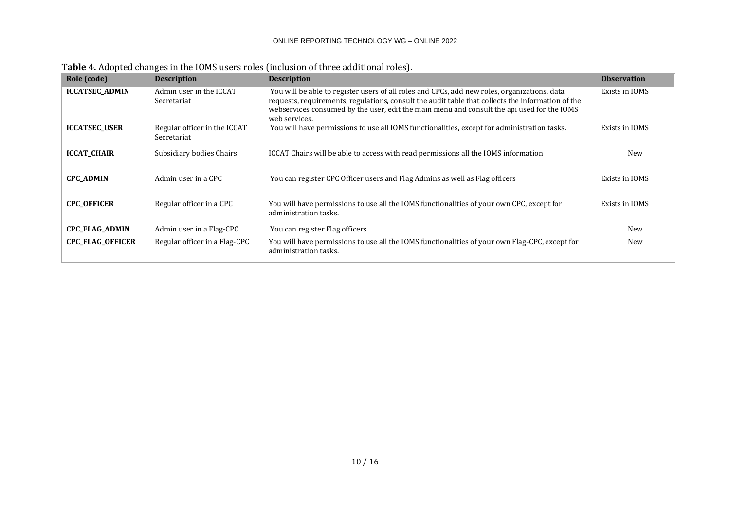**Table 4.** Adopted changes in the IOMS users roles (inclusion of three additional roles).

| Role (code) | Description | Description | Observation |
|---|---|---|---|
| **ICCATSEC_ADMIN** | Admin user in the ICCAT Secretariat | You will be able to register users of all roles and CPCs, add new roles, organizations, data requests, requirements, regulations, consult the audit table that collects the information of the webservices consumed by the user, edit the main menu and consult the api used for the IOMS web services. | Exists in IOMS |
| **ICCATSEC_USER** | Regular officer in the ICCAT Secretariat | You will have permissions to use all IOMS functionalities, except for administration tasks. | Exists in IOMS |
| **ICCAT_CHAIR** | Subsidiary bodies Chairs | ICCAT Chairs will be able to access with read permissions all the IOMS information | New |
| **CPC_ADMIN** | Admin user in a CPC | You can register CPC Officer users and Flag Admins as well as Flag officers | Exists in IOMS |
| **CPC_OFFICER** | Regular officer in a CPC | You will have permissions to use all the IOMS functionalities of your own CPC, except for administration tasks. | Exists in IOMS |
| **CPC_FLAG_ADMIN** | Admin user in a Flag-CPC | You can register Flag officers | New |
| **CPC_FLAG_OFFICER** | Regular officer in a Flag-CPC | You will have permissions to use all the IOMS functionalities of your own Flag-CPC, except for administration tasks. | New |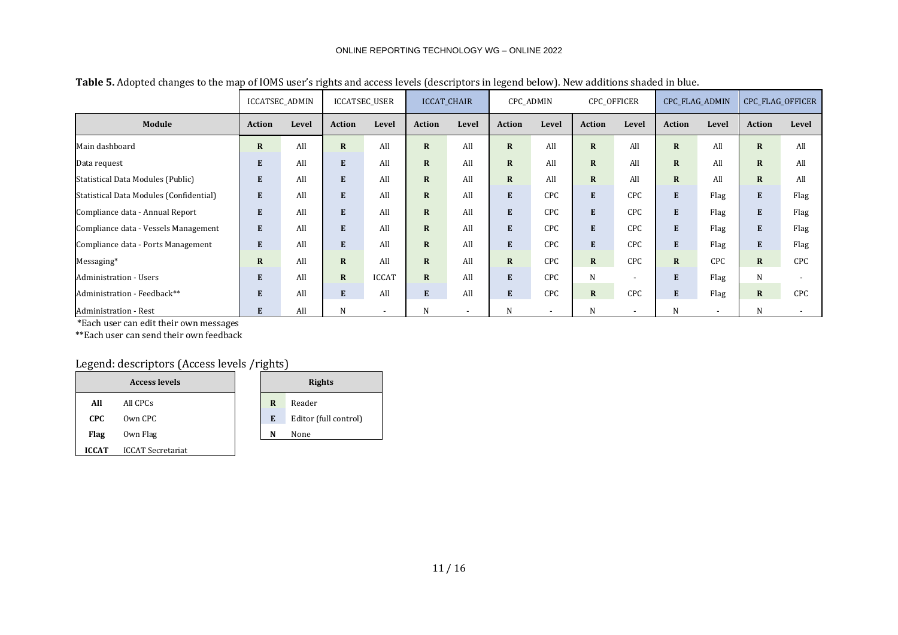**Table 5.** Adopted changes to the map of IOMS user's rights and access levels (descriptors in legend below). New additions shaded in blue.

| | ICCATSEC_ADMIN | | ICCATSEC_USER | | ICCAT_CHAIR | | CPC_ADMIN | | CPC_OFFICER | | CPC_FLAG_ADMIN | | CPC_FLAG_OFFICER | |
|---|---|---|---|---|---|---|---|---|---|---|---|---|---|---|
| **Module** | **Action** | **Level** | **Action** | **Level** | **Action** | **Level** | **Action** | **Level** | **Action** | **Level** | **Action** | **Level** | **Action** | **Level** |
| Main dashboard | **R** | All | **R** | All | **R** | All | **R** | All | **R** | All | **R** | All | **R** | All |
| Data request | **E** | All | **E** | All | **R** | All | **R** | All | **R** | All | **R** | All | **R** | All |
| Statistical Data Modules (Public) | **E** | All | **E** | All | **R** | All | **R** | All | **R** | All | **R** | All | **R** | All |
| Statistical Data Modules (Confidential) | **E** | All | **E** | All | **R** | All | **E** | CPC | **E** | CPC | **E** | Flag | **E** | Flag |
| Compliance data - Annual Report | **E** | All | **E** | All | **R** | All | **E** | CPC | **E** | CPC | **E** | Flag | **E** | Flag |
| Compliance data - Vessels Management | **E** | All | **E** | All | **R** | All | **E** | CPC | **E** | CPC | **E** | Flag | **E** | Flag |
| Compliance data - Ports Management | **E** | All | **E** | All | **R** | All | **E** | CPC | **E** | CPC | **E** | Flag | **E** | Flag |
| Messaging* | **R** | All | **R** | All | **R** | All | **R** | CPC | **R** | CPC | **R** | CPC | **R** | CPC |
| Administration - Users | **E** | All | **R** | ICCAT | **R** | All | **E** | CPC | N | - | **E** | Flag | N | - |
| Administration - Feedback** | **E** | All | **E** | All | **E** | All | **E** | CPC | **R** | CPC | **E** | Flag | **R** | CPC |
| Administration - Rest | **E** | All | N | - | N | - | N | - | N | - | N | - | N | - |

*Each user can edit their own messages
**Each user can send their own feedback

Legend: descriptors (Access levels /rights)

| Access levels | |
|---|---|
| **All** | All CPCs |
| **CPC** | Own CPC |
| **Flag** | Own Flag |
| **ICCAT** | ICCAT Secretariat |

| Rights | |
|---|---|
| **R** | Reader |
| **E** | Editor (full control) |
| **N** | None |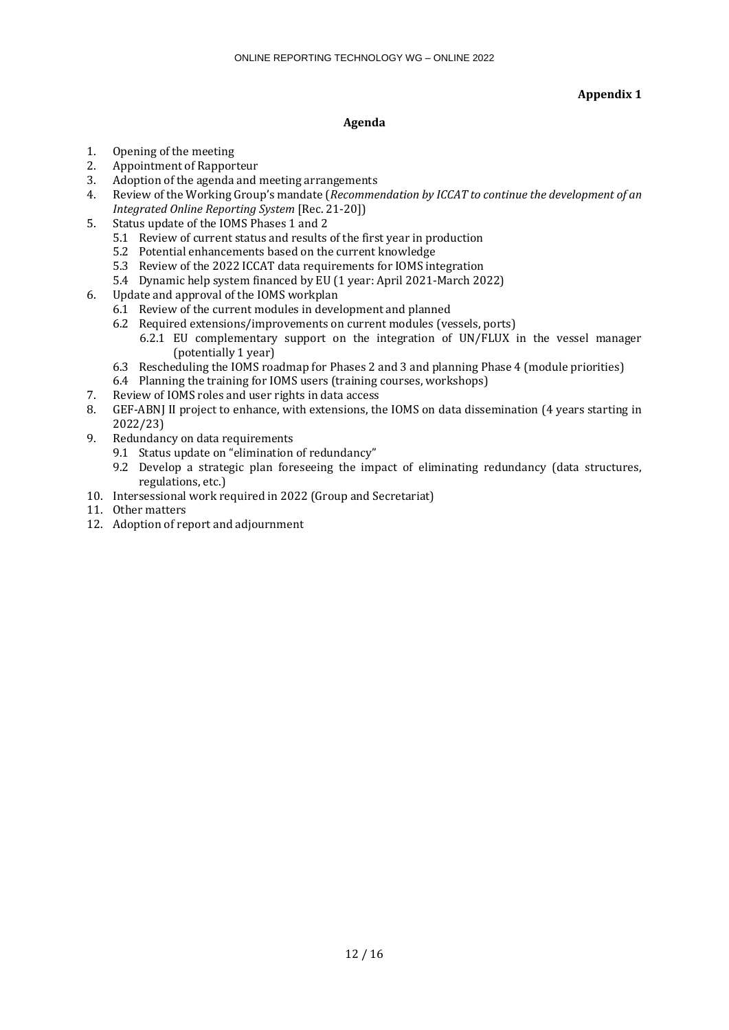**Appendix 1**

## Agenda

1. Opening of the meeting
2. Appointment of Rapporteur
3. Adoption of the agenda and meeting arrangements
4. Review of the Working Group's mandate (*Recommendation by ICCAT to continue the development of an Integrated Online Reporting System* [Rec. 21-20])
5. Status update of the IOMS Phases 1 and 2
   - 5.1 Review of current status and results of the first year in production
   - 5.2 Potential enhancements based on the current knowledge
   - 5.3 Review of the 2022 ICCAT data requirements for IOMS integration
   - 5.4 Dynamic help system financed by EU (1 year: April 2021-March 2022)
6. Update and approval of the IOMS workplan
   - 6.1 Review of the current modules in development and planned
   - 6.2 Required extensions/improvements on current modules (vessels, ports)
     - 6.2.1 EU complementary support on the integration of UN/FLUX in the vessel manager (potentially 1 year)
   - 6.3 Rescheduling the IOMS roadmap for Phases 2 and 3 and planning Phase 4 (module priorities)
   - 6.4 Planning the training for IOMS users (training courses, workshops)
7. Review of IOMS roles and user rights in data access
8. GEF-ABNJ II project to enhance, with extensions, the IOMS on data dissemination (4 years starting in 2022/23)
9. Redundancy on data requirements
   - 9.1 Status update on "elimination of redundancy"
   - 9.2 Develop a strategic plan foreseeing the impact of eliminating redundancy (data structures, regulations, etc.)
10. Intersessional work required in 2022 (Group and Secretariat)
11. Other matters
12. Adoption of report and adjournment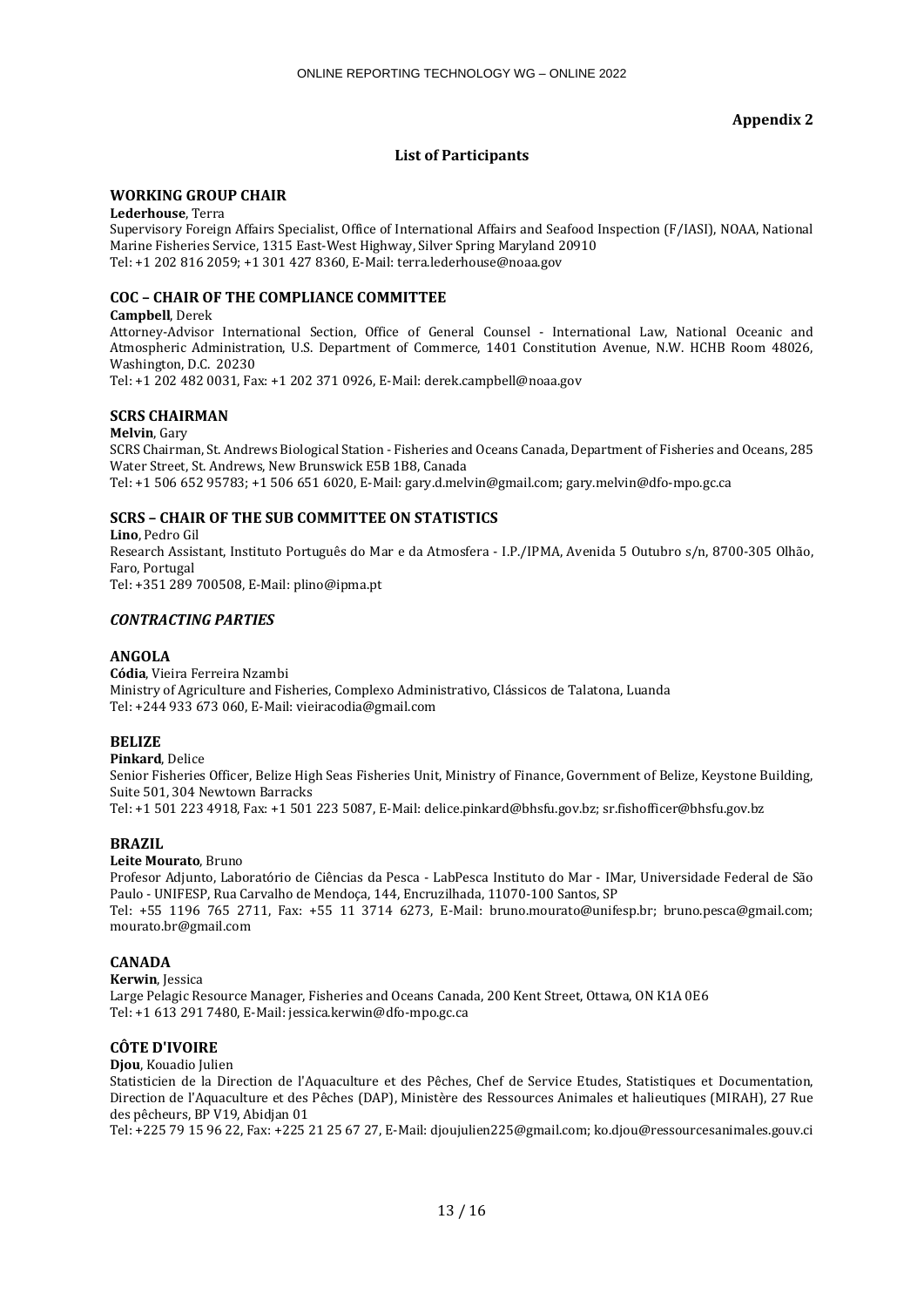**Appendix 2**

### List of Participants

#### WORKING GROUP CHAIR

**Lederhouse**, Terra
Supervisory Foreign Affairs Specialist, Office of International Affairs and Seafood Inspection (F/IASI), NOAA, National Marine Fisheries Service, 1315 East-West Highway, Silver Spring Maryland 20910
Tel: +1 202 816 2059; +1 301 427 8360, E-Mail: terra.lederhouse@noaa.gov

#### COC – CHAIR OF THE COMPLIANCE COMMITTEE

**Campbell**, Derek
Attorney-Advisor International Section, Office of General Counsel - International Law, National Oceanic and Atmospheric Administration, U.S. Department of Commerce, 1401 Constitution Avenue, N.W. HCHB Room 48026, Washington, D.C. 20230
Tel: +1 202 482 0031, Fax: +1 202 371 0926, E-Mail: derek.campbell@noaa.gov

#### SCRS CHAIRMAN

**Melvin**, Gary
SCRS Chairman, St. Andrews Biological Station - Fisheries and Oceans Canada, Department of Fisheries and Oceans, 285 Water Street, St. Andrews, New Brunswick E5B 1B8, Canada
Tel: +1 506 652 95783; +1 506 651 6020, E-Mail: gary.d.melvin@gmail.com; gary.melvin@dfo-mpo.gc.ca

#### SCRS – CHAIR OF THE SUB COMMITTEE ON STATISTICS

**Lino**, Pedro Gil
Research Assistant, Instituto Português do Mar e da Atmosfera - I.P./IPMA, Avenida 5 Outubro s/n, 8700-305 Olhão, Faro, Portugal
Tel: +351 289 700508, E-Mail: plino@ipma.pt

#### *CONTRACTING PARTIES*

#### ANGOLA

**Códia**, Vieira Ferreira Nzambi
Ministry of Agriculture and Fisheries, Complexo Administrativo, Clássicos de Talatona, Luanda
Tel: +244 933 673 060, E-Mail: vieiracodia@gmail.com

#### BELIZE

**Pinkard**, Delice
Senior Fisheries Officer, Belize High Seas Fisheries Unit, Ministry of Finance, Government of Belize, Keystone Building, Suite 501, 304 Newtown Barracks
Tel: +1 501 223 4918, Fax: +1 501 223 5087, E-Mail: delice.pinkard@bhsfu.gov.bz; sr.fishofficer@bhsfu.gov.bz

#### BRAZIL

**Leite Mourato**, Bruno
Profesor Adjunto, Laboratório de Ciências da Pesca - LabPesca Instituto do Mar - IMar, Universidade Federal de São Paulo - UNIFESP, Rua Carvalho de Mendoça, 144, Encruzilhada, 11070-100 Santos, SP
Tel: +55 1196 765 2711, Fax: +55 11 3714 6273, E-Mail: bruno.mourato@unifesp.br; bruno.pesca@gmail.com; mourato.br@gmail.com

#### CANADA

**Kerwin**, Jessica
Large Pelagic Resource Manager, Fisheries and Oceans Canada, 200 Kent Street, Ottawa, ON K1A 0E6
Tel: +1 613 291 7480, E-Mail: jessica.kerwin@dfo-mpo.gc.ca

#### CÔTE D'IVOIRE

**Djou**, Kouadio Julien
Statisticien de la Direction de l'Aquaculture et des Pêches, Chef de Service Etudes, Statistiques et Documentation, Direction de l'Aquaculture et des Pêches (DAP), Ministère des Ressources Animales et halieutiques (MIRAH), 27 Rue des pêcheurs, BP V19, Abidjan 01
Tel: +225 79 15 96 22, Fax: +225 21 25 67 27, E-Mail: djoujulien225@gmail.com; ko.djou@ressourcesanimales.gouv.ci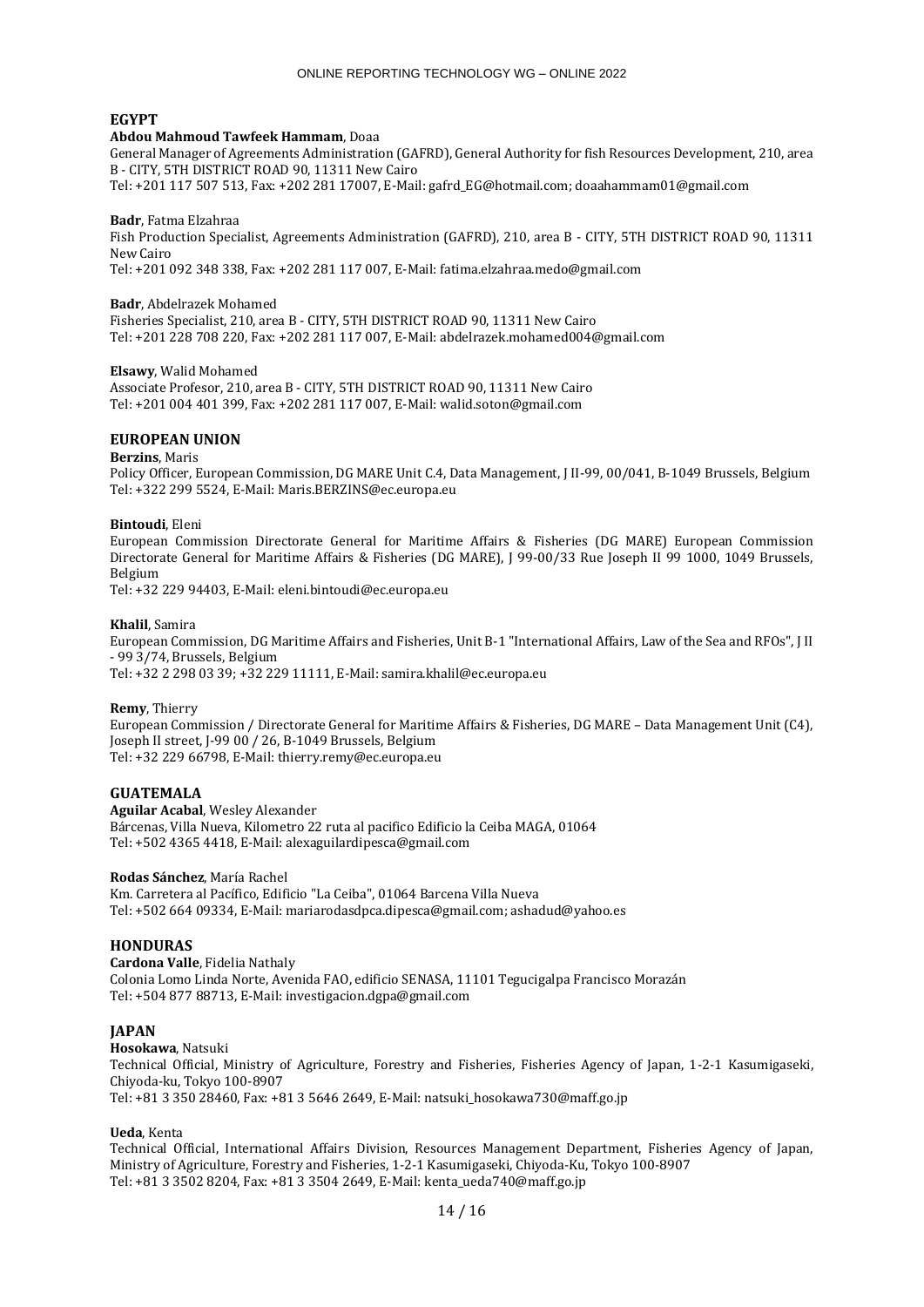## EGYPT

**Abdou Mahmoud Tawfeek Hammam**, Doaa
General Manager of Agreements Administration (GAFRD), General Authority for fish Resources Development, 210, area B - CITY, 5TH DISTRICT ROAD 90, 11311 New Cairo
Tel: +201 117 507 513, Fax: +202 281 17007, E-Mail: gafrd_EG@hotmail.com; doaahammam01@gmail.com

**Badr**, Fatma Elzahraa
Fish Production Specialist, Agreements Administration (GAFRD), 210, area B - CITY, 5TH DISTRICT ROAD 90, 11311 New Cairo
Tel: +201 092 348 338, Fax: +202 281 117 007, E-Mail: fatima.elzahraa.medo@gmail.com

**Badr**, Abdelrazek Mohamed
Fisheries Specialist, 210, area B - CITY, 5TH DISTRICT ROAD 90, 11311 New Cairo
Tel: +201 228 708 220, Fax: +202 281 117 007, E-Mail: abdelrazek.mohamed004@gmail.com

**Elsawy**, Walid Mohamed
Associate Profesor, 210, area B - CITY, 5TH DISTRICT ROAD 90, 11311 New Cairo
Tel: +201 004 401 399, Fax: +202 281 117 007, E-Mail: walid.soton@gmail.com

## EUROPEAN UNION

**Berzins**, Maris
Policy Officer, European Commission, DG MARE Unit C.4, Data Management, J II-99, 00/041, B-1049 Brussels, Belgium
Tel: +322 299 5524, E-Mail: Maris.BERZINS@ec.europa.eu

**Bintoudi**, Eleni
European Commission Directorate General for Maritime Affairs & Fisheries (DG MARE) European Commission Directorate General for Maritime Affairs & Fisheries (DG MARE), J 99-00/33 Rue Joseph II 99 1000, 1049 Brussels, Belgium
Tel: +32 229 94403, E-Mail: eleni.bintoudi@ec.europa.eu

**Khalil**, Samira
European Commission, DG Maritime Affairs and Fisheries, Unit B-1 "International Affairs, Law of the Sea and RFOs", J II - 99 3/74, Brussels, Belgium
Tel: +32 2 298 03 39; +32 229 11111, E-Mail: samira.khalil@ec.europa.eu

**Remy**, Thierry
European Commission / Directorate General for Maritime Affairs & Fisheries, DG MARE – Data Management Unit (C4), Joseph II street, J-99 00 / 26, B-1049 Brussels, Belgium
Tel: +32 229 66798, E-Mail: thierry.remy@ec.europa.eu

## GUATEMALA

**Aguilar Acabal**, Wesley Alexander
Bárcenas, Villa Nueva, Kilometro 22 ruta al pacifico Edificio la Ceiba MAGA, 01064
Tel: +502 4365 4418, E-Mail: alexaguilardipesca@gmail.com

**Rodas Sánchez**, María Rachel
Km. Carretera al Pacífico, Edificio "La Ceiba", 01064 Barcena Villa Nueva
Tel: +502 664 09334, E-Mail: mariarodasdpca.dipesca@gmail.com; ashadud@yahoo.es

## HONDURAS

**Cardona Valle**, Fidelia Nathaly
Colonia Lomo Linda Norte, Avenida FAO, edificio SENASA, 11101 Tegucigalpa Francisco Morazán
Tel: +504 877 88713, E-Mail: investigacion.dgpa@gmail.com

## JAPAN

**Hosokawa**, Natsuki
Technical Official, Ministry of Agriculture, Forestry and Fisheries, Fisheries Agency of Japan, 1-2-1 Kasumigaseki, Chiyoda-ku, Tokyo 100-8907
Tel: +81 3 350 28460, Fax: +81 3 5646 2649, E-Mail: natsuki_hosokawa730@maff.go.jp

**Ueda**, Kenta
Technical Official, International Affairs Division, Resources Management Department, Fisheries Agency of Japan, Ministry of Agriculture, Forestry and Fisheries, 1-2-1 Kasumigaseki, Chiyoda-Ku, Tokyo 100-8907
Tel: +81 3 3502 8204, Fax: +81 3 3504 2649, E-Mail: kenta_ueda740@maff.go.jp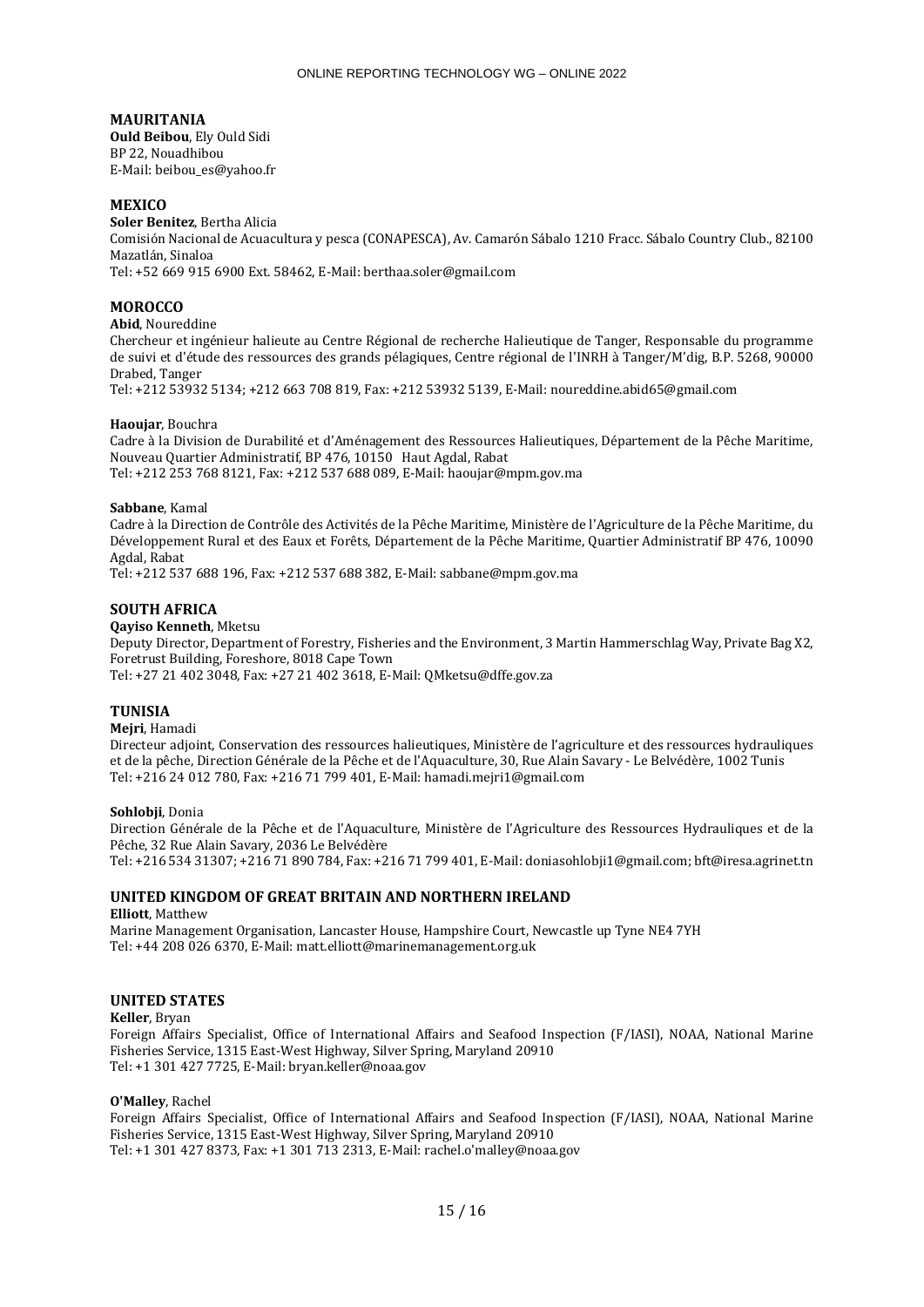## MAURITANIA

**Ould Beibou**, Ely Ould Sidi
BP 22, Nouadhibou
E-Mail: beibou_es@yahoo.fr

## MEXICO

**Soler Benitez**, Bertha Alicia
Comisión Nacional de Acuacultura y pesca (CONAPESCA), Av. Camarón Sábalo 1210 Fracc. Sábalo Country Club., 82100 Mazatlán, Sinaloa
Tel: +52 669 915 6900 Ext. 58462, E-Mail: berthaa.soler@gmail.com

## MOROCCO

**Abid**, Noureddine
Chercheur et ingénieur halieute au Centre Régional de recherche Halieutique de Tanger, Responsable du programme de suivi et d'étude des ressources des grands pélagiques, Centre régional de l'INRH à Tanger/M'dig, B.P. 5268, 90000 Drabed, Tanger
Tel: +212 53932 5134; +212 663 708 819, Fax: +212 53932 5139, E-Mail: noureddine.abid65@gmail.com

**Haoujar**, Bouchra
Cadre à la Division de Durabilité et d'Aménagement des Ressources Halieutiques, Département de la Pêche Maritime, Nouveau Quartier Administratif, BP 476, 10150 Haut Agdal, Rabat
Tel: +212 253 768 8121, Fax: +212 537 688 089, E-Mail: haoujar@mpm.gov.ma

**Sabbane**, Kamal
Cadre à la Direction de Contrôle des Activités de la Pêche Maritime, Ministère de l'Agriculture de la Pêche Maritime, du Développement Rural et des Eaux et Forêts, Département de la Pêche Maritime, Quartier Administratif BP 476, 10090 Agdal, Rabat
Tel: +212 537 688 196, Fax: +212 537 688 382, E-Mail: sabbane@mpm.gov.ma

## SOUTH AFRICA

**Qayiso Kenneth**, Mketsu
Deputy Director, Department of Forestry, Fisheries and the Environment, 3 Martin Hammerschlag Way, Private Bag X2, Foretrust Building, Foreshore, 8018 Cape Town
Tel: +27 21 402 3048, Fax: +27 21 402 3618, E-Mail: QMketsu@dffe.gov.za

## TUNISIA

**Mejri**, Hamadi
Directeur adjoint, Conservation des ressources halieutiques, Ministère de l'agriculture et des ressources hydrauliques et de la pêche, Direction Générale de la Pêche et de l'Aquaculture, 30, Rue Alain Savary - Le Belvédère, 1002 Tunis
Tel: +216 24 012 780, Fax: +216 71 799 401, E-Mail: hamadi.mejri1@gmail.com

**Sohlobji**, Donia
Direction Générale de la Pêche et de l'Aquaculture, Ministère de l'Agriculture des Ressources Hydrauliques et de la Pêche, 32 Rue Alain Savary, 2036 Le Belvédère
Tel: +216 534 31307; +216 71 890 784, Fax: +216 71 799 401, E-Mail: doniasohlobji1@gmail.com; bft@iresa.agrinet.tn

## UNITED KINGDOM OF GREAT BRITAIN AND NORTHERN IRELAND

**Elliott**, Matthew
Marine Management Organisation, Lancaster House, Hampshire Court, Newcastle up Tyne NE4 7YH
Tel: +44 208 026 6370, E-Mail: matt.elliott@marinemanagement.org.uk

## UNITED STATES

**Keller**, Bryan
Foreign Affairs Specialist, Office of International Affairs and Seafood Inspection (F/IASI), NOAA, National Marine Fisheries Service, 1315 East-West Highway, Silver Spring, Maryland 20910
Tel: +1 301 427 7725, E-Mail: bryan.keller@noaa.gov

**O'Malley**, Rachel
Foreign Affairs Specialist, Office of International Affairs and Seafood Inspection (F/IASI), NOAA, National Marine Fisheries Service, 1315 East-West Highway, Silver Spring, Maryland 20910
Tel: +1 301 427 8373, Fax: +1 301 713 2313, E-Mail: rachel.o'malley@noaa.gov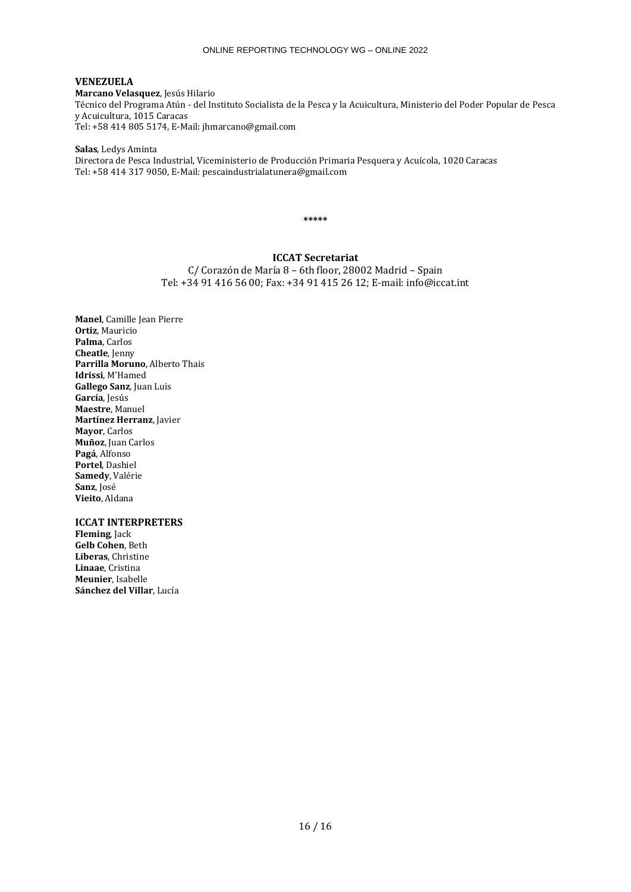**VENEZUELA**

**Marcano Velasquez**, Jesús Hilario
Técnico del Programa Atún - del Instituto Socialista de la Pesca y la Acuicultura, Ministerio del Poder Popular de Pesca y Acuicultura, 1015 Caracas
Tel: +58 414 805 5174, E-Mail: jhmarcano@gmail.com

**Salas**, Ledys Aminta
Directora de Pesca Industrial, Viceministerio de Producción Primaria Pesquera y Acuícola, 1020 Caracas
Tel: +58 414 317 9050, E-Mail: pescaindustrialatunera@gmail.com

*****

**ICCAT Secretariat**
C/ Corazón de María 8 – 6th floor, 28002 Madrid – Spain
Tel: +34 91 416 56 00; Fax: +34 91 415 26 12; E-mail: info@iccat.int

**Manel**, Camille Jean Pierre
**Ortiz**, Mauricio
**Palma**, Carlos
**Cheatle**, Jenny
**Parrilla Moruno**, Alberto Thais
**Idrissi**, M'Hamed
**Gallego Sanz**, Juan Luis
**García**, Jesús
**Maestre**, Manuel
**Martínez Herranz**, Javier
**Mayor**, Carlos
**Muñoz**, Juan Carlos
**Pagá**, Alfonso
**Portel**, Dashiel
**Samedy**, Valérie
**Sanz**, José
**Vieito**, Aldana

**ICCAT INTERPRETERS**

**Fleming**, Jack
**Gelb Cohen**, Beth
**Liberas**, Christine
**Linaae**, Cristina
**Meunier**, Isabelle
**Sánchez del Villar**, Lucía